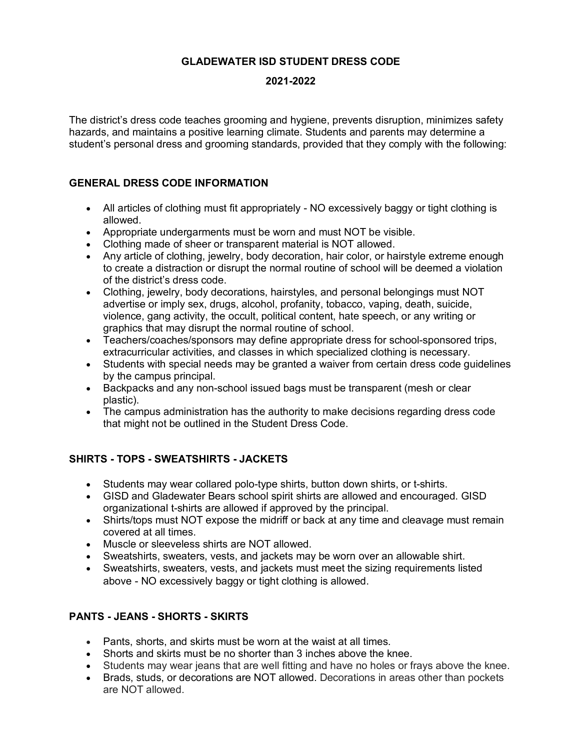# GLADEWATER ISD STUDENT DRESS CODE

## 2021-2022

The district's dress code teaches grooming and hygiene, prevents disruption, minimizes safety hazards, and maintains a positive learning climate. Students and parents may determine a student's personal dress and grooming standards, provided that they comply with the following:

### GENERAL DRESS CODE INFORMATION

- All articles of clothing must fit appropriately - NO excessively baggy or tight clothing is allowed.
- Appropriate undergarments must be worn and must NOT be visible.
- Clothing made of sheer or transparent material is NOT allowed.
- Any article of clothing, jewelry, body decoration, hair color, or hairstyle extreme enough to create a distraction or disrupt the normal routine of school will be deemed a violation of the district's dress code.
- Clothing, jewelry, body decorations, hairstyles, and personal belongings must NOT advertise or imply sex, drugs, alcohol, profanity, tobacco, vaping, death, suicide, violence, gang activity, the occult, political content, hate speech, or any writing or graphics that may disrupt the normal routine of school.
- Teachers/coaches/sponsors may define appropriate dress for school-sponsored trips, extracurricular activities, and classes in which specialized clothing is necessary.
- Students with special needs may be granted a waiver from certain dress code guidelines by the campus principal.
- Backpacks and any non-school issued bags must be transparent (mesh or clear plastic).
- The campus administration has the authority to make decisions regarding dress code that might not be outlined in the Student Dress Code.

### SHIRTS - TOPS - SWEATSHIRTS - JACKETS

- Students may wear collared polo-type shirts, button down shirts, or t-shirts.
- GISD and Gladewater Bears school spirit shirts are allowed and encouraged. GISD organizational t-shirts are allowed if approved by the principal.
- Shirts/tops must NOT expose the midriff or back at any time and cleavage must remain covered at all times.
- Muscle or sleeveless shirts are NOT allowed.
- Sweatshirts, sweaters, vests, and jackets may be worn over an allowable shirt.
- Sweatshirts, sweaters, vests, and jackets must meet the sizing requirements listed above - NO excessively baggy or tight clothing is allowed.

### PANTS - JEANS - SHORTS - SKIRTS

- Pants, shorts, and skirts must be worn at the waist at all times.
- Shorts and skirts must be no shorter than 3 inches above the knee.
- Students may wear jeans that are well fitting and have no holes or frays above the knee.
- Brads, studs, or decorations are NOT allowed. Decorations in areas other than pockets are NOT allowed.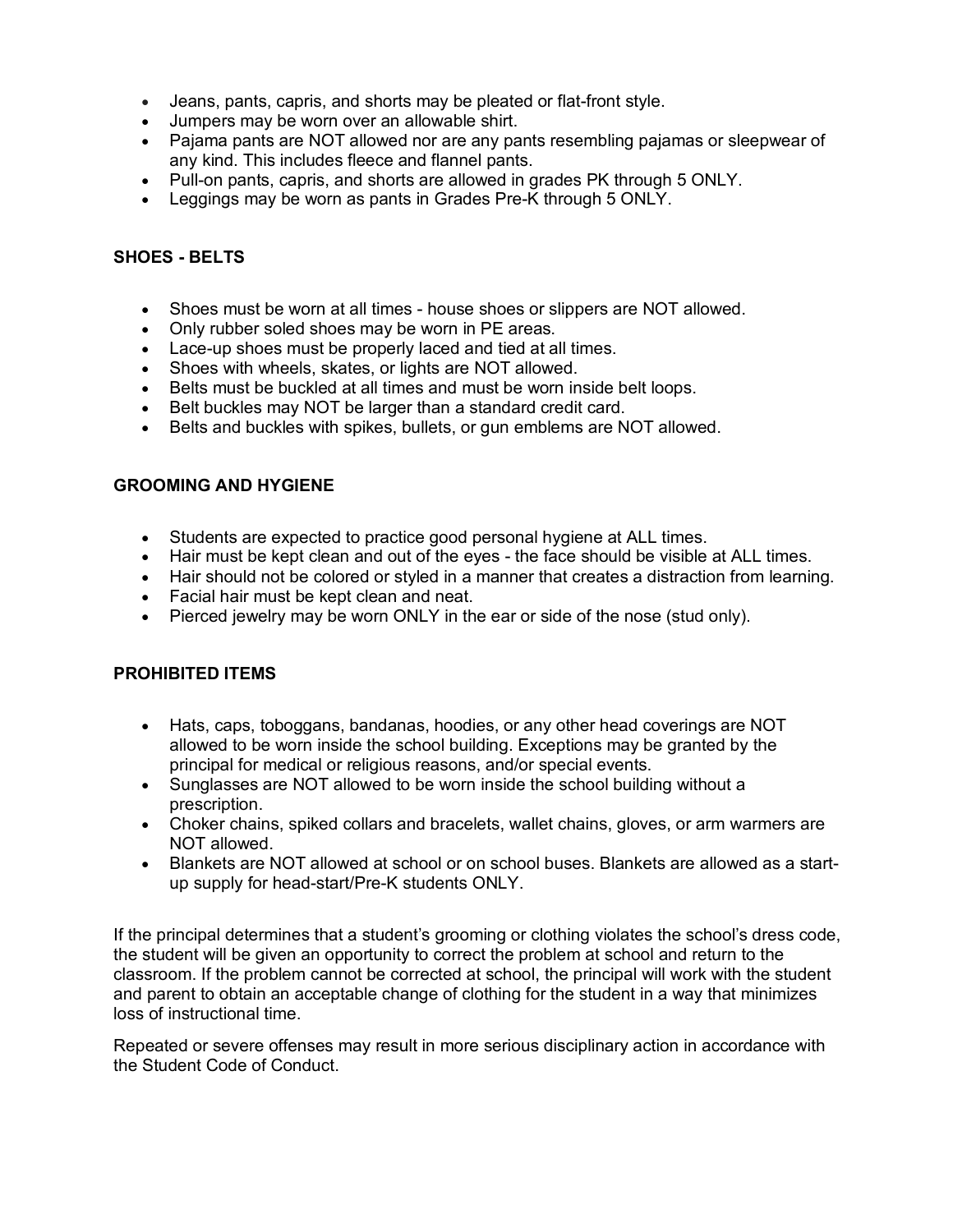- Jeans, pants, capris, and shorts may be pleated or flat-front style.
- Jumpers may be worn over an allowable shirt.
- Pajama pants are NOT allowed nor are any pants resembling pajamas or sleepwear of any kind. This includes fleece and flannel pants.
- Pull-on pants, capris, and shorts are allowed in grades PK through 5 ONLY.
- Leggings may be worn as pants in Grades Pre-K through 5 ONLY.

**SHOES - BELTS**

- Shoes must be worn at all times - house shoes or slippers are NOT allowed.
- Only rubber soled shoes may be worn in PE areas.
- Lace-up shoes must be properly laced and tied at all times.
- Shoes with wheels, skates, or lights are NOT allowed.
- Belts must be buckled at all times and must be worn inside belt loops.
- Belt buckles may NOT be larger than a standard credit card.
- Belts and buckles with spikes, bullets, or gun emblems are NOT allowed.

**GROOMING AND HYGIENE**

- Students are expected to practice good personal hygiene at ALL times.
- Hair must be kept clean and out of the eyes - the face should be visible at ALL times.
- Hair should not be colored or styled in a manner that creates a distraction from learning.
- Facial hair must be kept clean and neat.
- Pierced jewelry may be worn ONLY in the ear or side of the nose (stud only).

**PROHIBITED ITEMS**

- Hats, caps, toboggans, bandanas, hoodies, or any other head coverings are NOT allowed to be worn inside the school building. Exceptions may be granted by the principal for medical or religious reasons, and/or special events.
- Sunglasses are NOT allowed to be worn inside the school building without a prescription.
- Choker chains, spiked collars and bracelets, wallet chains, gloves, or arm warmers are NOT allowed.
- Blankets are NOT allowed at school or on school buses. Blankets are allowed as a start-up supply for head-start/Pre-K students ONLY.

If the principal determines that a student's grooming or clothing violates the school's dress code, the student will be given an opportunity to correct the problem at school and return to the classroom. If the problem cannot be corrected at school, the principal will work with the student and parent to obtain an acceptable change of clothing for the student in a way that minimizes loss of instructional time.

Repeated or severe offenses may result in more serious disciplinary action in accordance with the Student Code of Conduct.